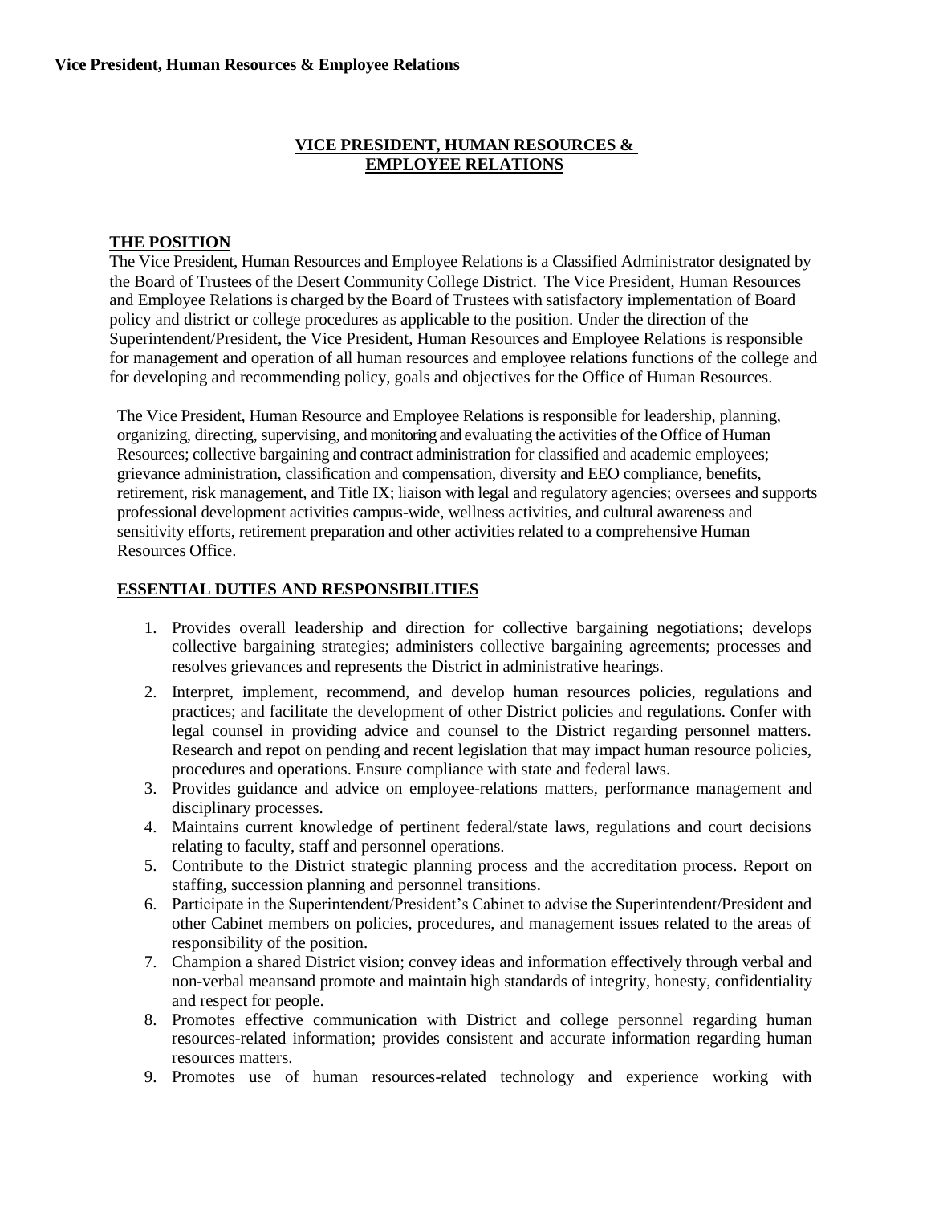# VICE PRESIDENT, HUMAN RESOURCES & EMPLOYEE RELATIONS

## THE POSITION

The Vice President, Human Resources and Employee Relations is a Classified Administrator designated by the Board of Trustees of the Desert Community College District. The Vice President, Human Resources and Employee Relations is charged by the Board of Trustees with satisfactory implementation of Board policy and district or college procedures as applicable to the position. Under the direction of the Superintendent/President, the Vice President, Human Resources and Employee Relations is responsible for management and operation of all human resources and employee relations functions of the college and for developing and recommending policy, goals and objectives for the Office of Human Resources.

The Vice President, Human Resource and Employee Relations is responsible for leadership, planning, organizing, directing, supervising, and monitoring and evaluating the activities of the Office of Human Resources; collective bargaining and contract administration for classified and academic employees; grievance administration, classification and compensation, diversity and EEO compliance, benefits, retirement, risk management, and Title IX; liaison with legal and regulatory agencies; oversees and supports professional development activities campus-wide, wellness activities, and cultural awareness and sensitivity efforts, retirement preparation and other activities related to a comprehensive Human Resources Office.

## ESSENTIAL DUTIES AND RESPONSIBILITIES

1. Provides overall leadership and direction for collective bargaining negotiations; develops collective bargaining strategies; administers collective bargaining agreements; processes and resolves grievances and represents the District in administrative hearings.
2. Interpret, implement, recommend, and develop human resources policies, regulations and practices; and facilitate the development of other District policies and regulations. Confer with legal counsel in providing advice and counsel to the District regarding personnel matters. Research and repot on pending and recent legislation that may impact human resource policies, procedures and operations. Ensure compliance with state and federal laws.
3. Provides guidance and advice on employee-relations matters, performance management and disciplinary processes.
4. Maintains current knowledge of pertinent federal/state laws, regulations and court decisions relating to faculty, staff and personnel operations.
5. Contribute to the District strategic planning process and the accreditation process. Report on staffing, succession planning and personnel transitions.
6. Participate in the Superintendent/President's Cabinet to advise the Superintendent/President and other Cabinet members on policies, procedures, and management issues related to the areas of responsibility of the position.
7. Champion a shared District vision; convey ideas and information effectively through verbal and non-verbal meansand promote and maintain high standards of integrity, honesty, confidentiality and respect for people.
8. Promotes effective communication with District and college personnel regarding human resources-related information; provides consistent and accurate information regarding human resources matters.
9. Promotes use of human resources-related technology and experience working with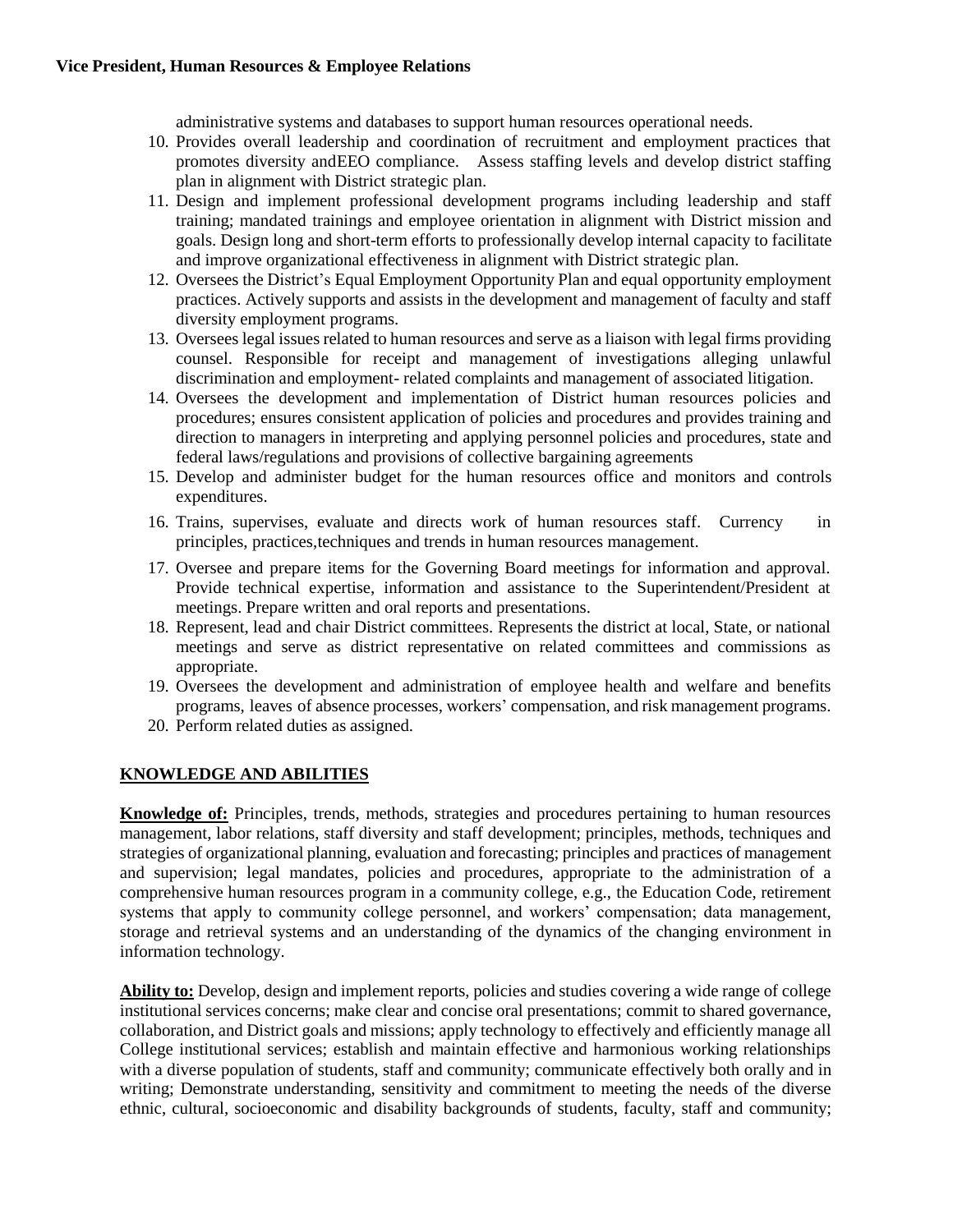administrative systems and databases to support human resources operational needs.

10. Provides overall leadership and coordination of recruitment and employment practices that promotes diversity andEEO compliance. Assess staffing levels and develop district staffing plan in alignment with District strategic plan.
11. Design and implement professional development programs including leadership and staff training; mandated trainings and employee orientation in alignment with District mission and goals. Design long and short-term efforts to professionally develop internal capacity to facilitate and improve organizational effectiveness in alignment with District strategic plan.
12. Oversees the District's Equal Employment Opportunity Plan and equal opportunity employment practices. Actively supports and assists in the development and management of faculty and staff diversity employment programs.
13. Oversees legal issues related to human resources and serve as a liaison with legal firms providing counsel. Responsible for receipt and management of investigations alleging unlawful discrimination and employment- related complaints and management of associated litigation.
14. Oversees the development and implementation of District human resources policies and procedures; ensures consistent application of policies and procedures and provides training and direction to managers in interpreting and applying personnel policies and procedures, state and federal laws/regulations and provisions of collective bargaining agreements
15. Develop and administer budget for the human resources office and monitors and controls expenditures.
16. Trains, supervises, evaluate and directs work of human resources staff. Currency in principles, practices,techniques and trends in human resources management.
17. Oversee and prepare items for the Governing Board meetings for information and approval. Provide technical expertise, information and assistance to the Superintendent/President at meetings. Prepare written and oral reports and presentations.
18. Represent, lead and chair District committees. Represents the district at local, State, or national meetings and serve as district representative on related committees and commissions as appropriate.
19. Oversees the development and administration of employee health and welfare and benefits programs, leaves of absence processes, workers' compensation, and risk management programs.
20. Perform related duties as assigned.

## KNOWLEDGE AND ABILITIES

**Knowledge of:** Principles, trends, methods, strategies and procedures pertaining to human resources management, labor relations, staff diversity and staff development; principles, methods, techniques and strategies of organizational planning, evaluation and forecasting; principles and practices of management and supervision; legal mandates, policies and procedures, appropriate to the administration of a comprehensive human resources program in a community college, e.g., the Education Code, retirement systems that apply to community college personnel, and workers' compensation; data management, storage and retrieval systems and an understanding of the dynamics of the changing environment in information technology.

**Ability to:** Develop, design and implement reports, policies and studies covering a wide range of college institutional services concerns; make clear and concise oral presentations; commit to shared governance, collaboration, and District goals and missions; apply technology to effectively and efficiently manage all College institutional services; establish and maintain effective and harmonious working relationships with a diverse population of students, staff and community; communicate effectively both orally and in writing; Demonstrate understanding, sensitivity and commitment to meeting the needs of the diverse ethnic, cultural, socioeconomic and disability backgrounds of students, faculty, staff and community;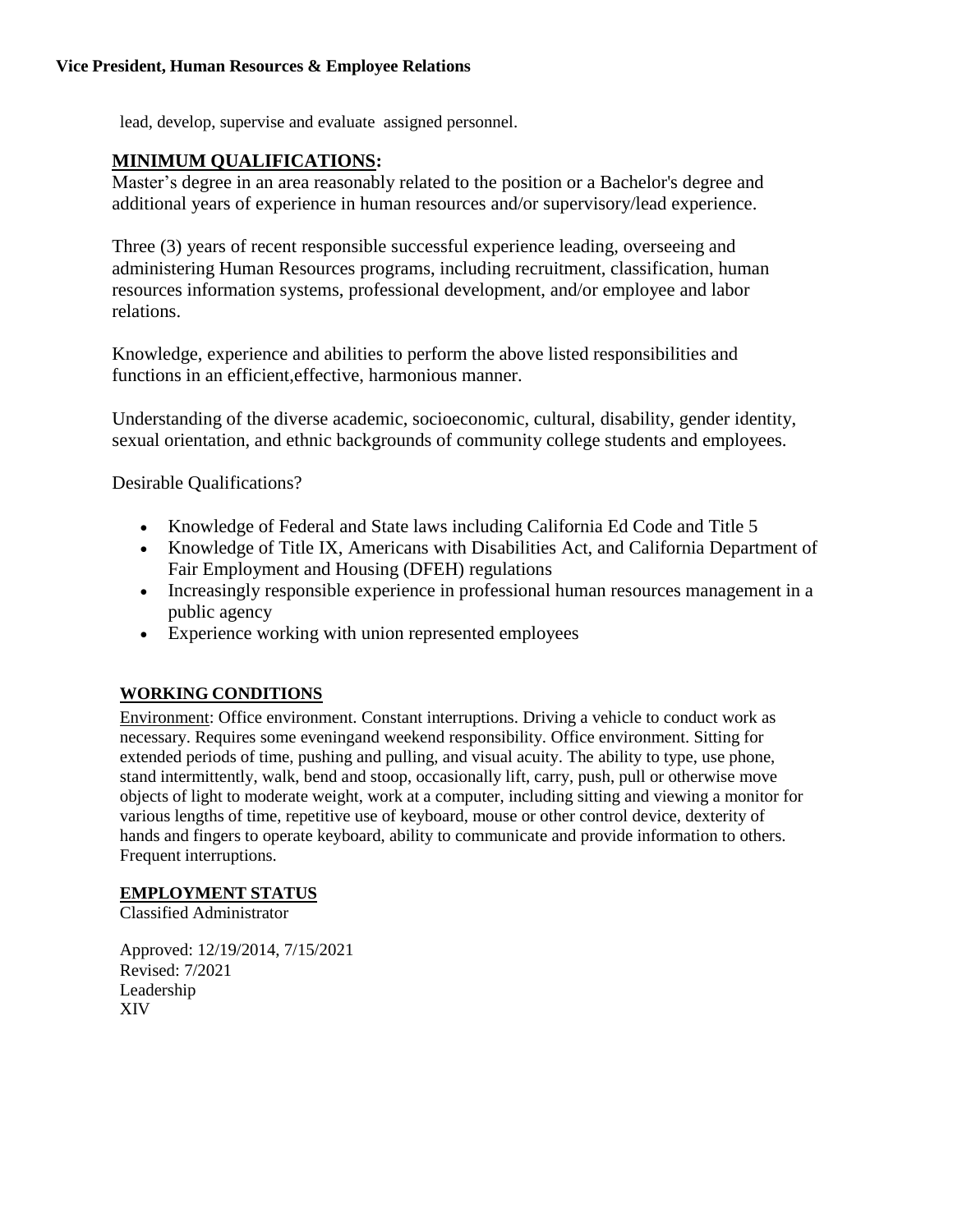lead, develop, supervise and evaluate assigned personnel.

## MINIMUM QUALIFICATIONS:

Master's degree in an area reasonably related to the position or a Bachelor's degree and additional years of experience in human resources and/or supervisory/lead experience.

Three (3) years of recent responsible successful experience leading, overseeing and administering Human Resources programs, including recruitment, classification, human resources information systems, professional development, and/or employee and labor relations.

Knowledge, experience and abilities to perform the above listed responsibilities and functions in an efficient,effective, harmonious manner.

Understanding of the diverse academic, socioeconomic, cultural, disability, gender identity, sexual orientation, and ethnic backgrounds of community college students and employees.

Desirable Qualifications?

- Knowledge of Federal and State laws including California Ed Code and Title 5
- Knowledge of Title IX, Americans with Disabilities Act, and California Department of Fair Employment and Housing (DFEH) regulations
- Increasingly responsible experience in professional human resources management in a public agency
- Experience working with union represented employees

### WORKING CONDITIONS

Environment: Office environment. Constant interruptions. Driving a vehicle to conduct work as necessary. Requires some eveningand weekend responsibility. Office environment. Sitting for extended periods of time, pushing and pulling, and visual acuity. The ability to type, use phone, stand intermittently, walk, bend and stoop, occasionally lift, carry, push, pull or otherwise move objects of light to moderate weight, work at a computer, including sitting and viewing a monitor for various lengths of time, repetitive use of keyboard, mouse or other control device, dexterity of hands and fingers to operate keyboard, ability to communicate and provide information to others. Frequent interruptions.

### EMPLOYMENT STATUS

Classified Administrator

Approved: 12/19/2014, 7/15/2021
Revised: 7/2021
Leadership
XIV